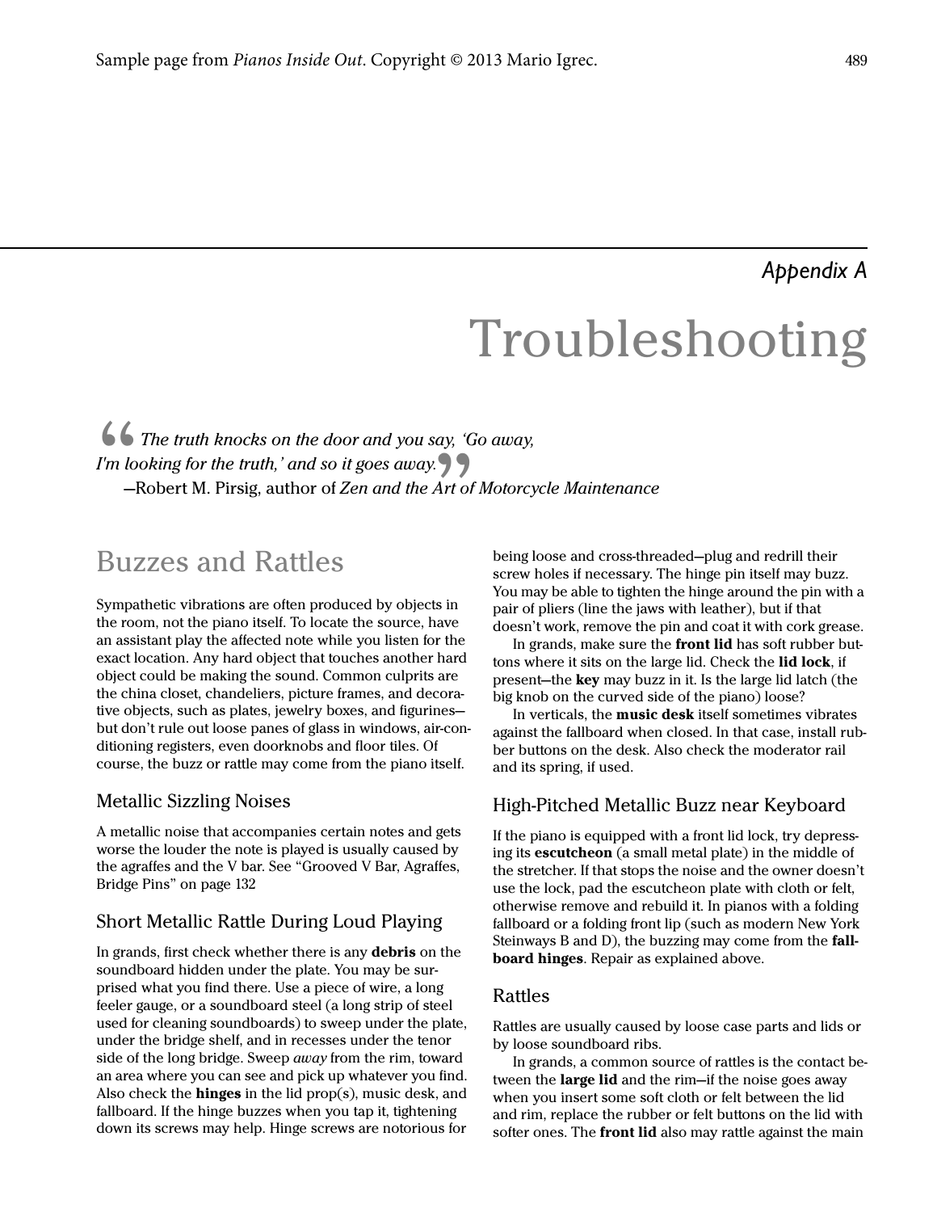Appendix A

# Troubleshooting

> *The truth knocks on the door and you say, 'Go away, I'm looking for the truth,' and so it goes away.*
>
> —Robert M. Pirsig, author of *Zen and the Art of Motorcycle Maintenance*

## Buzzes and Rattles

Sympathetic vibrations are often produced by objects in the room, not the piano itself. To locate the source, have an assistant play the affected note while you listen for the exact location. Any hard object that touches another hard object could be making the sound. Common culprits are the china closet, chandeliers, picture frames, and decorative objects, such as plates, jewelry boxes, and figurines—but don't rule out loose panes of glass in windows, air-conditioning registers, even doorknobs and floor tiles. Of course, the buzz or rattle may come from the piano itself.

### Metallic Sizzling Noises

A metallic noise that accompanies certain notes and gets worse the louder the note is played is usually caused by the agraffes and the V bar. See "Grooved V Bar, Agraffes, Bridge Pins" on page 132

### Short Metallic Rattle During Loud Playing

In grands, first check whether there is any **debris** on the soundboard hidden under the plate. You may be surprised what you find there. Use a piece of wire, a long feeler gauge, or a soundboard steel (a long strip of steel used for cleaning soundboards) to sweep under the plate, under the bridge shelf, and in recesses under the tenor side of the long bridge. Sweep *away* from the rim, toward an area where you can see and pick up whatever you find. Also check the **hinges** in the lid prop(s), music desk, and fallboard. If the hinge buzzes when you tap it, tightening down its screws may help. Hinge screws are notorious for being loose and cross-threaded—plug and redrill their screw holes if necessary. The hinge pin itself may buzz. You may be able to tighten the hinge around the pin with a pair of pliers (line the jaws with leather), but if that doesn't work, remove the pin and coat it with cork grease.

In grands, make sure the **front lid** has soft rubber buttons where it sits on the large lid. Check the **lid lock**, if present—the **key** may buzz in it. Is the large lid latch (the big knob on the curved side of the piano) loose?

In verticals, the **music desk** itself sometimes vibrates against the fallboard when closed. In that case, install rubber buttons on the desk. Also check the moderator rail and its spring, if used.

### High-Pitched Metallic Buzz near Keyboard

If the piano is equipped with a front lid lock, try depressing its **escutcheon** (a small metal plate) in the middle of the stretcher. If that stops the noise and the owner doesn't use the lock, pad the escutcheon plate with cloth or felt, otherwise remove and rebuild it. In pianos with a folding fallboard or a folding front lip (such as modern New York Steinways B and D), the buzzing may come from the **fallboard hinges**. Repair as explained above.

### Rattles

Rattles are usually caused by loose case parts and lids or by loose soundboard ribs.

In grands, a common source of rattles is the contact between the **large lid** and the rim—if the noise goes away when you insert some soft cloth or felt between the lid and rim, replace the rubber or felt buttons on the lid with softer ones. The **front lid** also may rattle against the main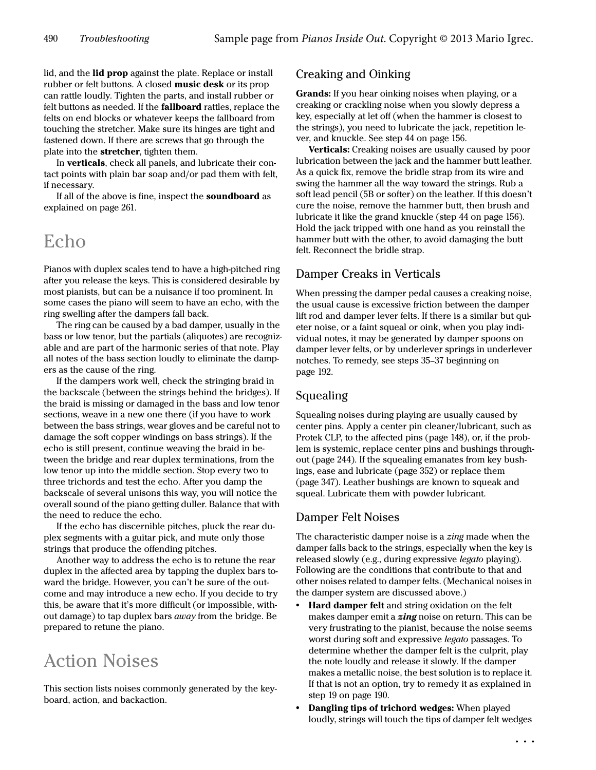lid, and the **lid prop** against the plate. Replace or install rubber or felt buttons. A closed **music desk** or its prop can rattle loudly. Tighten the parts, and install rubber or felt buttons as needed. If the **fallboard** rattles, replace the felts on end blocks or whatever keeps the fallboard from touching the stretcher. Make sure its hinges are tight and fastened down. If there are screws that go through the plate into the **stretcher**, tighten them.

In **verticals**, check all panels, and lubricate their contact points with plain bar soap and/or pad them with felt, if necessary.

If all of the above is fine, inspect the **soundboard** as explained on page 261.

# Echo

Pianos with duplex scales tend to have a high-pitched ring after you release the keys. This is considered desirable by most pianists, but can be a nuisance if too prominent. In some cases the piano will seem to have an echo, with the ring swelling after the dampers fall back.

The ring can be caused by a bad damper, usually in the bass or low tenor, but the partials (aliquotes) are recognizable and are part of the harmonic series of that note. Play all notes of the bass section loudly to eliminate the dampers as the cause of the ring.

If the dampers work well, check the stringing braid in the backscale (between the strings behind the bridges). If the braid is missing or damaged in the bass and low tenor sections, weave in a new one there (if you have to work between the bass strings, wear gloves and be careful not to damage the soft copper windings on bass strings). If the echo is still present, continue weaving the braid in between the bridge and rear duplex terminations, from the low tenor up into the middle section. Stop every two to three trichords and test the echo. After you damp the backscale of several unisons this way, you will notice the overall sound of the piano getting duller. Balance that with the need to reduce the echo.

If the echo has discernible pitches, pluck the rear duplex segments with a guitar pick, and mute only those strings that produce the offending pitches.

Another way to address the echo is to retune the rear duplex in the affected area by tapping the duplex bars toward the bridge. However, you can't be sure of the outcome and may introduce a new echo. If you decide to try this, be aware that it's more difficult (or impossible, without damage) to tap duplex bars *away* from the bridge. Be prepared to retune the piano.

# Action Noises

This section lists noises commonly generated by the keyboard, action, and backaction.

## Creaking and Oinking

**Grands:** If you hear oinking noises when playing, or a creaking or crackling noise when you slowly depress a key, especially at let off (when the hammer is closest to the strings), you need to lubricate the jack, repetition lever, and knuckle. See step 44 on page 156.

**Verticals:** Creaking noises are usually caused by poor lubrication between the jack and the hammer butt leather. As a quick fix, remove the bridle strap from its wire and swing the hammer all the way toward the strings. Rub a soft lead pencil (5B or softer) on the leather. If this doesn't cure the noise, remove the hammer butt, then brush and lubricate it like the grand knuckle (step 44 on page 156). Hold the jack tripped with one hand as you reinstall the hammer butt with the other, to avoid damaging the butt felt. Reconnect the bridle strap.

## Damper Creaks in Verticals

When pressing the damper pedal causes a creaking noise, the usual cause is excessive friction between the damper lift rod and damper lever felts. If there is a similar but quieter noise, or a faint squeal or oink, when you play individual notes, it may be generated by damper spoons on damper lever felts, or by underlever springs in underlever notches. To remedy, see steps 35–37 beginning on page 192.

## Squealing

Squealing noises during playing are usually caused by center pins. Apply a center pin cleaner/lubricant, such as Protek CLP, to the affected pins (page 148), or, if the problem is systemic, replace center pins and bushings throughout (page 244). If the squealing emanates from key bushings, ease and lubricate (page 352) or replace them (page 347). Leather bushings are known to squeak and squeal. Lubricate them with powder lubricant.

## Damper Felt Noises

The characteristic damper noise is a *zing* made when the damper falls back to the strings, especially when the key is released slowly (e.g., during expressive *legato* playing). Following are the conditions that contribute to that and other noises related to damper felts. (Mechanical noises in the damper system are discussed above.)

- **Hard damper felt** and string oxidation on the felt makes damper emit a ***zing*** noise on return. This can be very frustrating to the pianist, because the noise seems worst during soft and expressive *legato* passages. To determine whether the damper felt is the culprit, play the note loudly and release it slowly. If the damper makes a metallic noise, the best solution is to replace it. If that is not an option, try to remedy it as explained in step 19 on page 190.
- **Dangling tips of trichord wedges:** When played loudly, strings will touch the tips of damper felt wedges

. . .